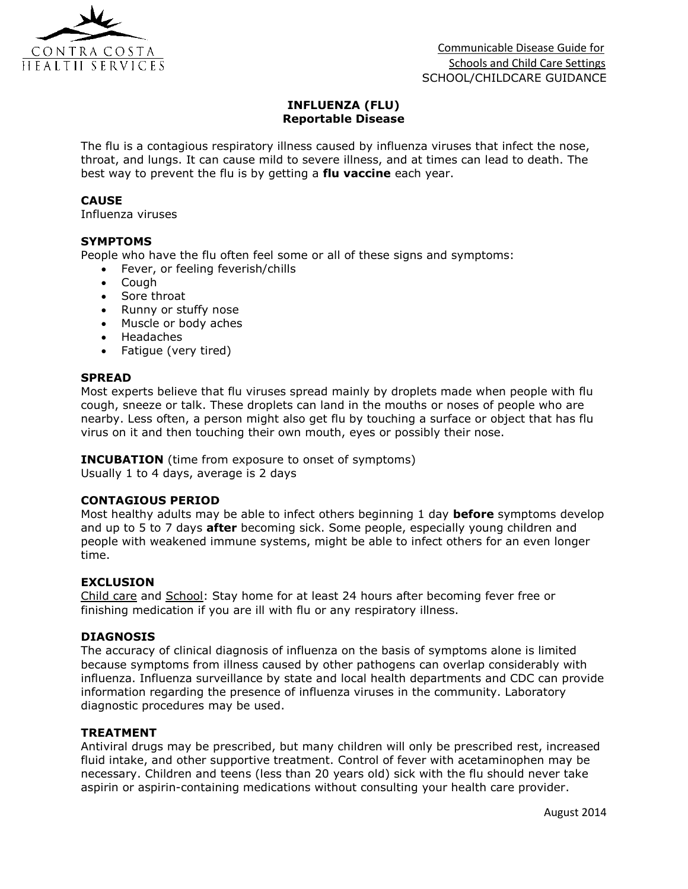Communicable Disease Guide for Schools and Child Care Settings
SCHOOL/CHILDCARE GUIDANCE

# INFLUENZA (FLU)
## Reportable Disease

The flu is a contagious respiratory illness caused by influenza viruses that infect the nose, throat, and lungs. It can cause mild to severe illness, and at times can lead to death. The best way to prevent the flu is by getting a **flu vaccine** each year.

### CAUSE

Influenza viruses

### SYMPTOMS

People who have the flu often feel some or all of these signs and symptoms:

- Fever, or feeling feverish/chills
- Cough
- Sore throat
- Runny or stuffy nose
- Muscle or body aches
- Headaches
- Fatigue (very tired)

### SPREAD

Most experts believe that flu viruses spread mainly by droplets made when people with flu cough, sneeze or talk. These droplets can land in the mouths or noses of people who are nearby. Less often, a person might also get flu by touching a surface or object that has flu virus on it and then touching their own mouth, eyes or possibly their nose.

**INCUBATION** (time from exposure to onset of symptoms)
Usually 1 to 4 days, average is 2 days

### CONTAGIOUS PERIOD

Most healthy adults may be able to infect others beginning 1 day **before** symptoms develop and up to 5 to 7 days **after** becoming sick. Some people, especially young children and people with weakened immune systems, might be able to infect others for an even longer time.

### EXCLUSION

Child care and School: Stay home for at least 24 hours after becoming fever free or finishing medication if you are ill with flu or any respiratory illness.

### DIAGNOSIS

The accuracy of clinical diagnosis of influenza on the basis of symptoms alone is limited because symptoms from illness caused by other pathogens can overlap considerably with influenza. Influenza surveillance by state and local health departments and CDC can provide information regarding the presence of influenza viruses in the community. Laboratory diagnostic procedures may be used.

### TREATMENT

Antiviral drugs may be prescribed, but many children will only be prescribed rest, increased fluid intake, and other supportive treatment. Control of fever with acetaminophen may be necessary. Children and teens (less than 20 years old) sick with the flu should never take aspirin or aspirin-containing medications without consulting your health care provider.

August 2014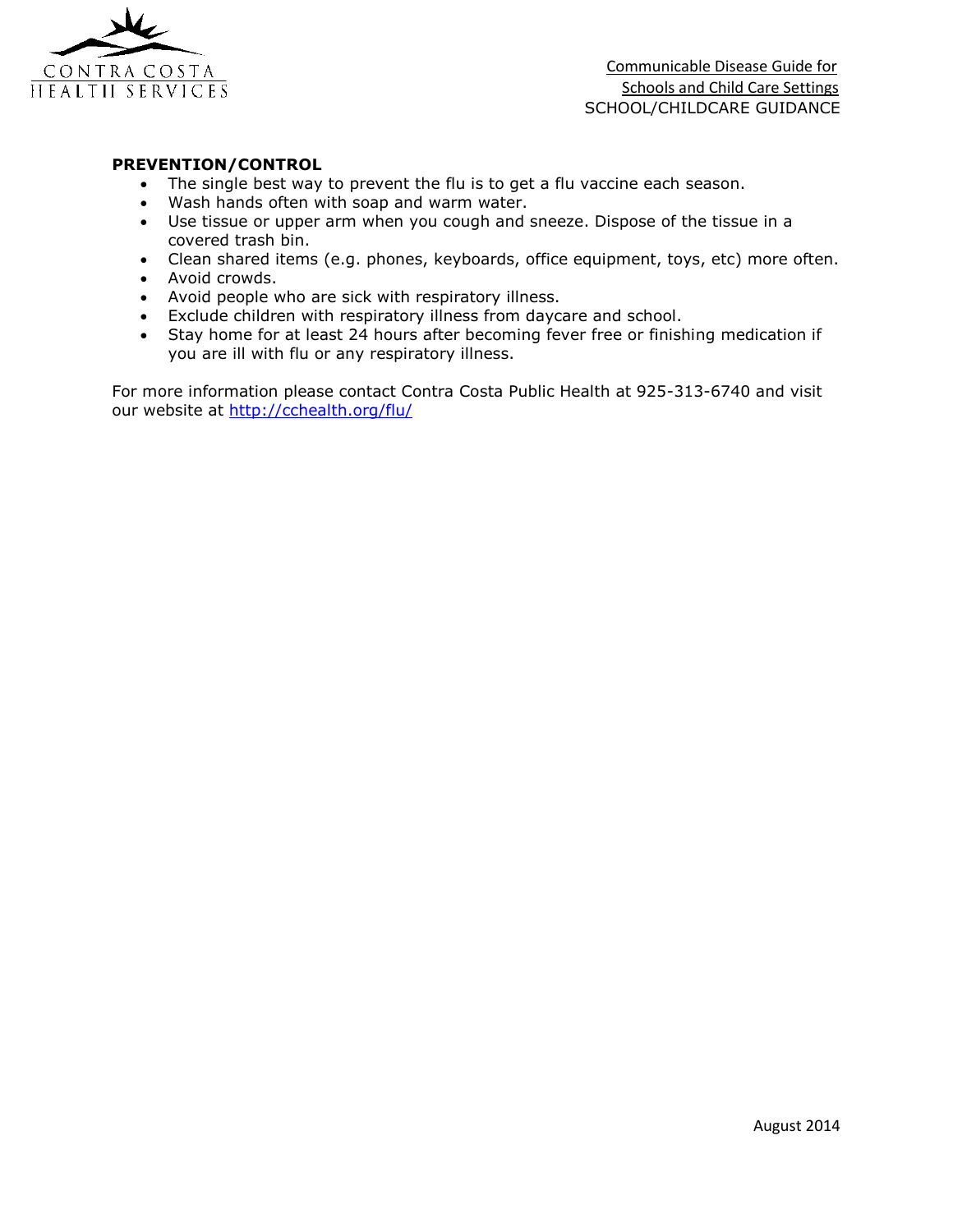**PREVENTION/CONTROL**

- The single best way to prevent the flu is to get a flu vaccine each season.
- Wash hands often with soap and warm water.
- Use tissue or upper arm when you cough and sneeze. Dispose of the tissue in a covered trash bin.
- Clean shared items (e.g. phones, keyboards, office equipment, toys, etc) more often.
- Avoid crowds.
- Avoid people who are sick with respiratory illness.
- Exclude children with respiratory illness from daycare and school.
- Stay home for at least 24 hours after becoming fever free or finishing medication if you are ill with flu or any respiratory illness.

For more information please contact Contra Costa Public Health at 925-313-6740 and visit our website at http://cchealth.org/flu/